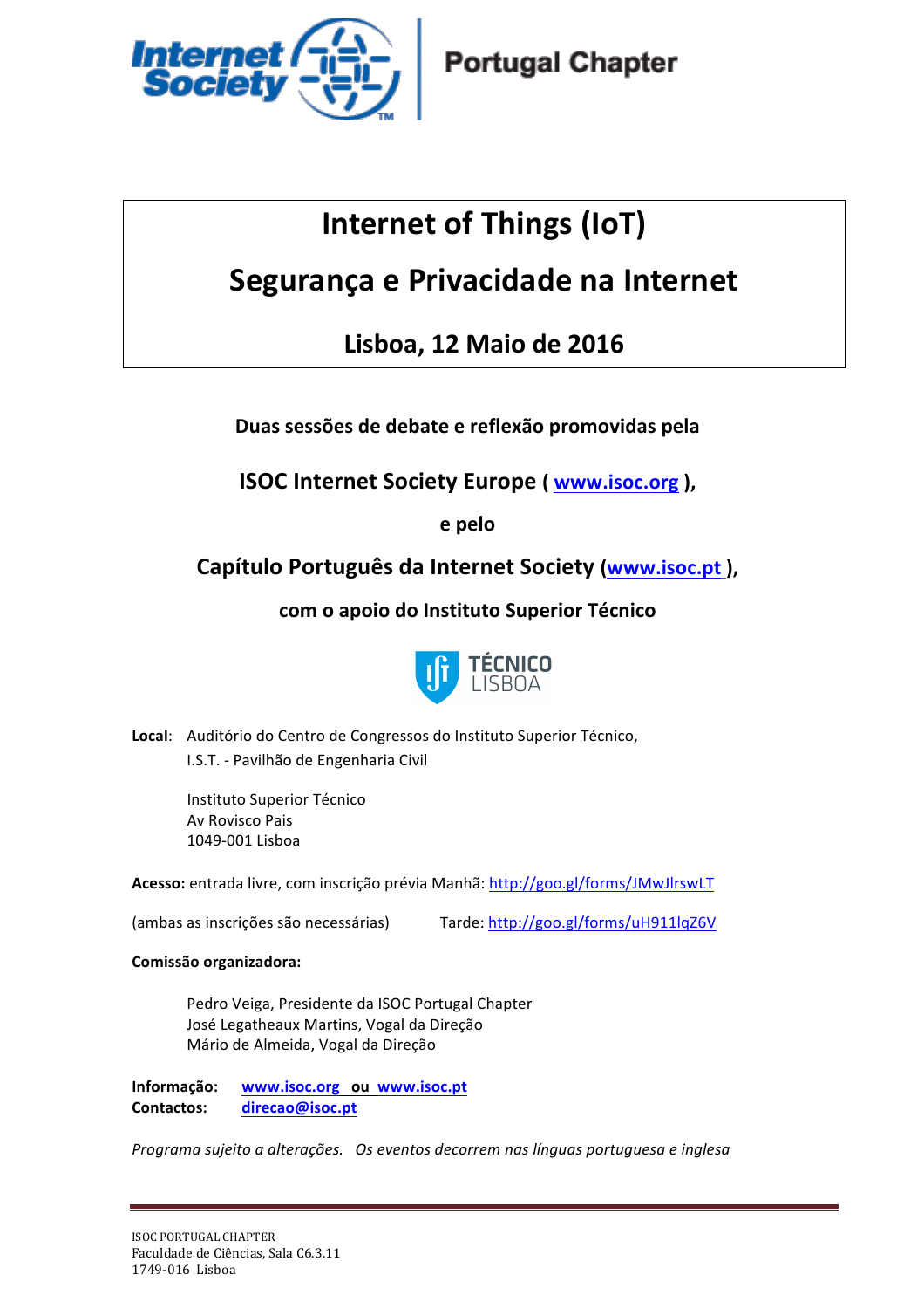Portugal Chapter

# Internet of Things (IoT)

# Segurança e Privacidade na Internet

## Lisboa, 12 Maio de 2016

**Duas sessões de debate e reflexão promovidas pela**

**ISOC Internet Society Europe ( [www.isoc.org](http://www.isoc.org) ),**

**e pelo**

**Capítulo Português da Internet Society ([www.isoc.pt](http://www.isoc.pt) ),**

**com o apoio do Instituto Superior Técnico**

TÉCNICO LISBOA

**Local**: Auditório do Centro de Congressos do Instituto Superior Técnico,
I.S.T. - Pavilhão de Engenharia Civil

Instituto Superior Técnico
Av Rovisco Pais
1049-001 Lisboa

**Acesso:** entrada livre, com inscrição prévia Manhã: http://goo.gl/forms/JMwJlrswLT

(ambas as inscrições são necessárias) Tarde: http://goo.gl/forms/uH911lqZ6V

**Comissão organizadora:**

Pedro Veiga, Presidente da ISOC Portugal Chapter
José Legatheaux Martins, Vogal da Direção
Mário de Almeida, Vogal da Direção

**Informação:** [www.isoc.org](http://www.isoc.org) **ou** [www.isoc.pt](http://www.isoc.pt)
**Contactos:** direcao@isoc.pt

*Programa sujeito a alterações. Os eventos decorrem nas línguas portuguesa e inglesa*

ISOC PORTUGAL CHAPTER
Faculdade de Ciências, Sala C6.3.11
1749-016 Lisboa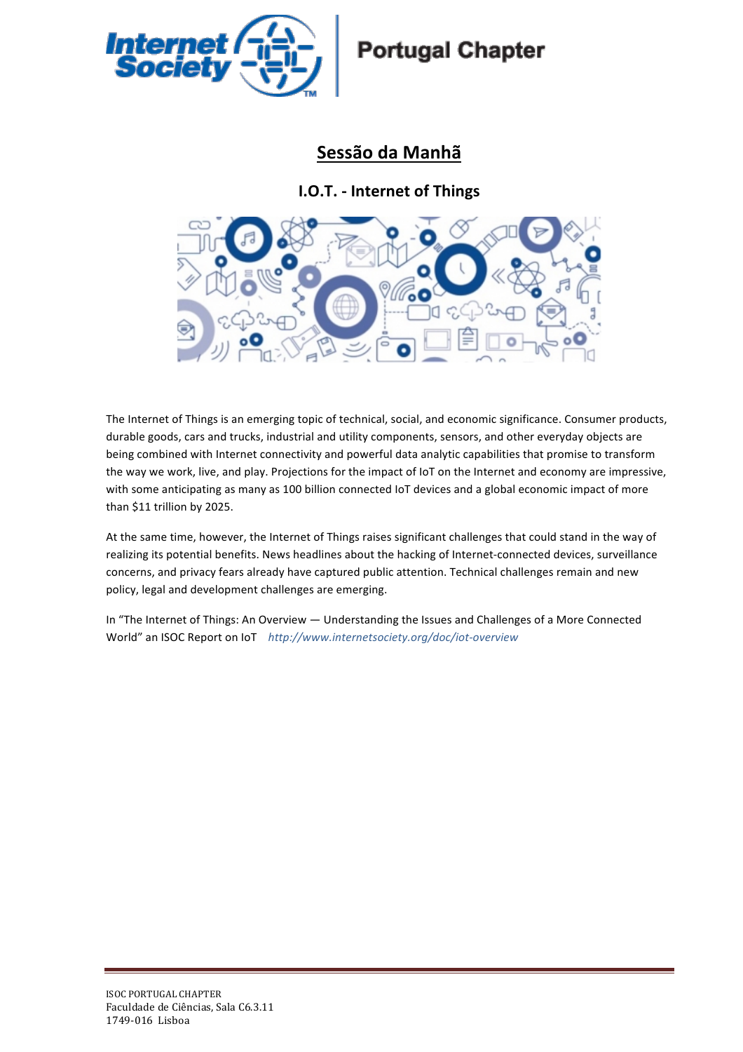## Sessão da Manhã

### I.O.T. - Internet of Things

The Internet of Things is an emerging topic of technical, social, and economic significance. Consumer products, durable goods, cars and trucks, industrial and utility components, sensors, and other everyday objects are being combined with Internet connectivity and powerful data analytic capabilities that promise to transform the way we work, live, and play. Projections for the impact of IoT on the Internet and economy are impressive, with some anticipating as many as 100 billion connected IoT devices and a global economic impact of more than $11 trillion by 2025.

At the same time, however, the Internet of Things raises significant challenges that could stand in the way of realizing its potential benefits. News headlines about the hacking of Internet-connected devices, surveillance concerns, and privacy fears already have captured public attention. Technical challenges remain and new policy, legal and development challenges are emerging.

In "The Internet of Things: An Overview — Understanding the Issues and Challenges of a More Connected World" an ISOC Report on IoT *http://www.internetsociety.org/doc/iot-overview*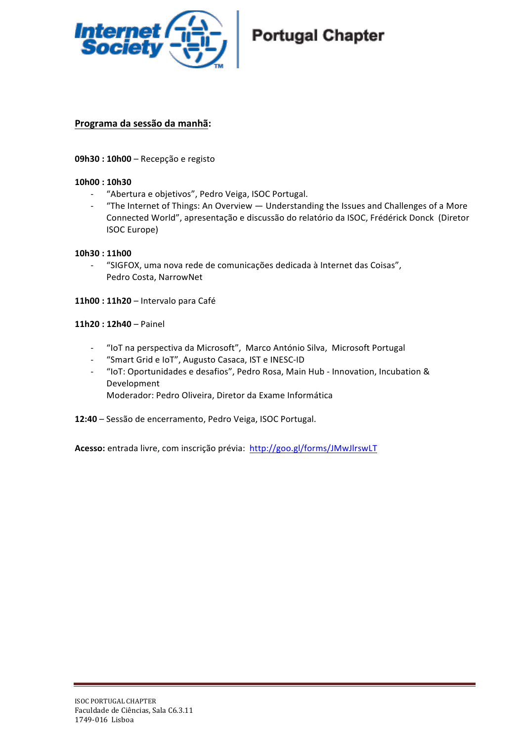Portugal Chapter

**Programa da sessão da manhã:**

**09h30 : 10h00** – Recepção e registo

**10h00 : 10h30**

- "Abertura e objetivos", Pedro Veiga, ISOC Portugal.
- "The Internet of Things: An Overview — Understanding the Issues and Challenges of a More Connected World", apresentação e discussão do relatório da ISOC, Frédérick Donck (Diretor ISOC Europe)

**10h30 : 11h00**

- "SIGFOX, uma nova rede de comunicações dedicada à Internet das Coisas", Pedro Costa, NarrowNet

**11h00 : 11h20** – Intervalo para Café

**11h20 : 12h40** – Painel

- "IoT na perspectiva da Microsoft", Marco António Silva, Microsoft Portugal
- "Smart Grid e IoT", Augusto Casaca, IST e INESC-ID
- "IoT: Oportunidades e desafios", Pedro Rosa, Main Hub - Innovation, Incubation & Development
  Moderador: Pedro Oliveira, Diretor da Exame Informática

**12:40** – Sessão de encerramento, Pedro Veiga, ISOC Portugal.

**Acesso:** entrada livre, com inscrição prévia: http://goo.gl/forms/JMwJlrswLT

ISOC PORTUGAL CHAPTER
Faculdade de Ciências, Sala C6.3.11
1749-016 Lisboa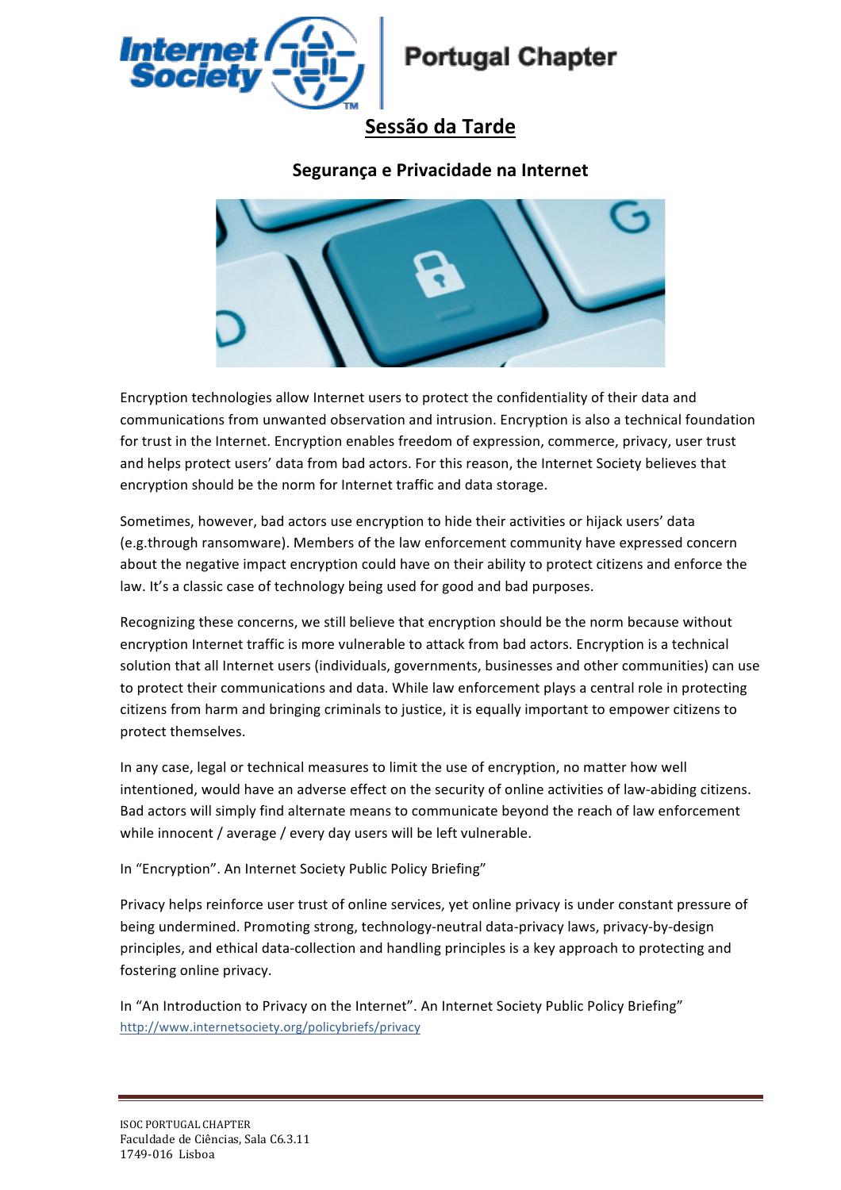## Sessão da Tarde

### Segurança e Privacidade na Internet

Encryption technologies allow Internet users to protect the confidentiality of their data and communications from unwanted observation and intrusion. Encryption is also a technical foundation for trust in the Internet. Encryption enables freedom of expression, commerce, privacy, user trust and helps protect users' data from bad actors. For this reason, the Internet Society believes that encryption should be the norm for Internet traffic and data storage.

Sometimes, however, bad actors use encryption to hide their activities or hijack users' data (e.g.through ransomware). Members of the law enforcement community have expressed concern about the negative impact encryption could have on their ability to protect citizens and enforce the law. It's a classic case of technology being used for good and bad purposes.

Recognizing these concerns, we still believe that encryption should be the norm because without encryption Internet traffic is more vulnerable to attack from bad actors. Encryption is a technical solution that all Internet users (individuals, governments, businesses and other communities) can use to protect their communications and data. While law enforcement plays a central role in protecting citizens from harm and bringing criminals to justice, it is equally important to empower citizens to protect themselves.

In any case, legal or technical measures to limit the use of encryption, no matter how well intentioned, would have an adverse effect on the security of online activities of law-abiding citizens. Bad actors will simply find alternate means to communicate beyond the reach of law enforcement while innocent / average / every day users will be left vulnerable.

In "Encryption". An Internet Society Public Policy Briefing"

Privacy helps reinforce user trust of online services, yet online privacy is under constant pressure of being undermined. Promoting strong, technology-neutral data-privacy laws, privacy-by-design principles, and ethical data-collection and handling principles is a key approach to protecting and fostering online privacy.

In "An Introduction to Privacy on the Internet". An Internet Society Public Policy Briefing"
http://www.internetsociety.org/policybriefs/privacy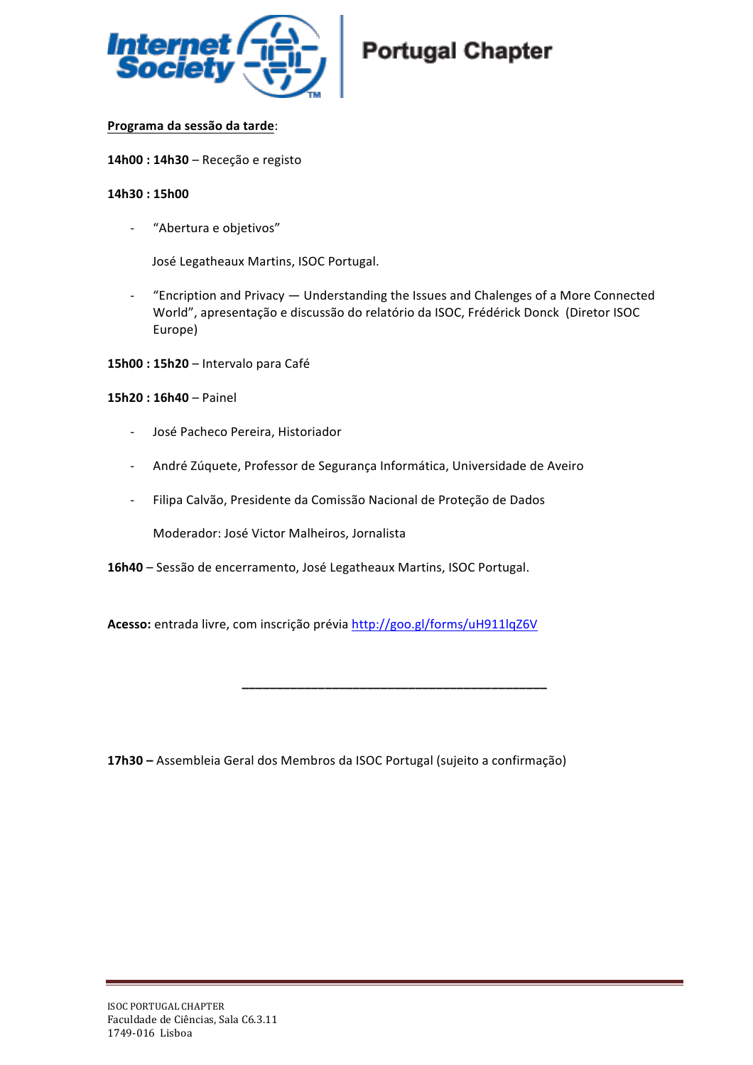**Portugal Chapter**

<u>**Programa da sessão da tarde**</u>:

**14h00 : 14h30** – Receção e registo

**14h30 : 15h00**

- "Abertura e objetivos"

  José Legatheaux Martins, ISOC Portugal.

- "Encription and Privacy — Understanding the Issues and Chalenges of a More Connected World", apresentação e discussão do relatório da ISOC, Frédérick Donck (Diretor ISOC Europe)

**15h00 : 15h20** – Intervalo para Café

**15h20 : 16h40** – Painel

- José Pacheco Pereira, Historiador
- André Zúquete, Professor de Segurança Informática, Universidade de Aveiro
- Filipa Calvão, Presidente da Comissão Nacional de Proteção de Dados

  Moderador: José Victor Malheiros, Jornalista

**16h40** – Sessão de encerramento, José Legatheaux Martins, ISOC Portugal.

**Acesso:** entrada livre, com inscrição prévia http://goo.gl/forms/uH911lqZ6V

---

**17h30 –** Assembleia Geral dos Membros da ISOC Portugal (sujeito a confirmação)

ISOC PORTUGAL CHAPTER
Faculdade de Ciências, Sala C6.3.11
1749-016 Lisboa